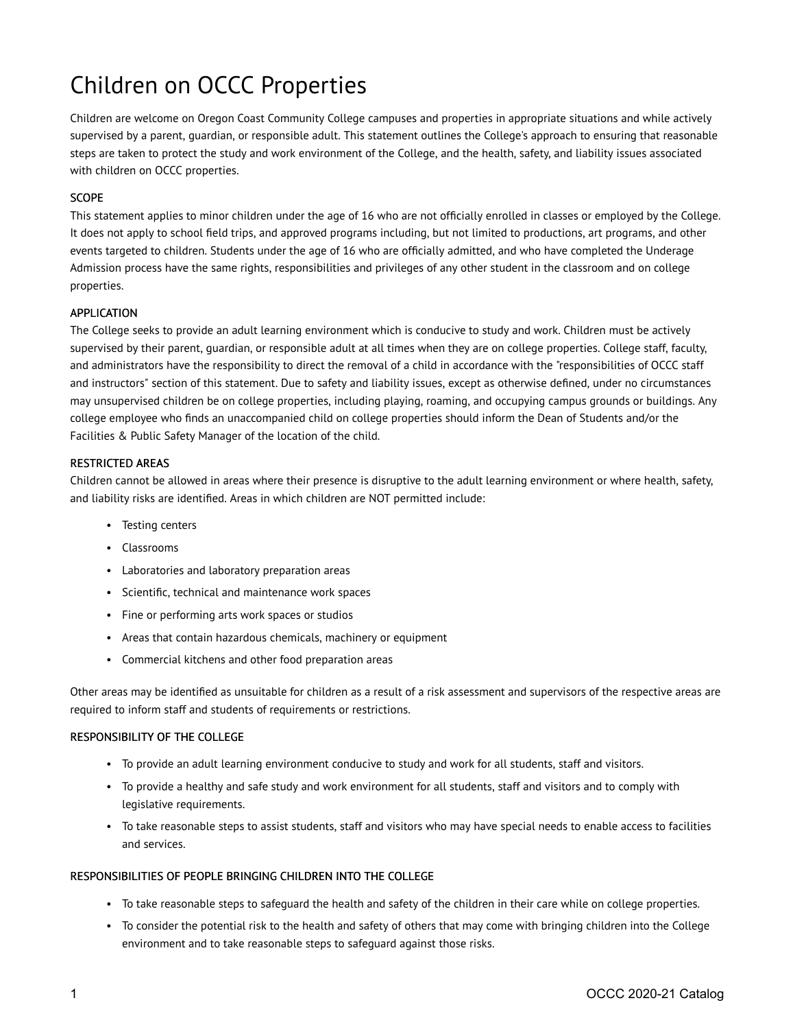# Children on OCCC Properties

Children are welcome on Oregon Coast Community College campuses and properties in appropriate situations and while actively supervised by a parent, guardian, or responsible adult. This statement outlines the College's approach to ensuring that reasonable steps are taken to protect the study and work environment of the College, and the health, safety, and liability issues associated with children on OCCC properties.

### SCOPE

This statement applies to minor children under the age of 16 who are not officially enrolled in classes or employed by the College. It does not apply to school field trips, and approved programs including, but not limited to productions, art programs, and other events targeted to children. Students under the age of 16 who are officially admitted, and who have completed the Underage Admission process have the same rights, responsibilities and privileges of any other student in the classroom and on college properties.

### APPLICATION

The College seeks to provide an adult learning environment which is conducive to study and work. Children must be actively supervised by their parent, guardian, or responsible adult at all times when they are on college properties. College staff, faculty, and administrators have the responsibility to direct the removal of a child in accordance with the "responsibilities of OCCC staff and instructors" section of this statement. Due to safety and liability issues, except as otherwise defined, under no circumstances may unsupervised children be on college properties, including playing, roaming, and occupying campus grounds or buildings. Any college employee who finds an unaccompanied child on college properties should inform the Dean of Students and/or the Facilities & Public Safety Manager of the location of the child.

### RESTRICTED AREAS

Children cannot be allowed in areas where their presence is disruptive to the adult learning environment or where health, safety, and liability risks are identified. Areas in which children are NOT permitted include:

- Testing centers
- Classrooms
- Laboratories and laboratory preparation areas
- Scientific, technical and maintenance work spaces
- Fine or performing arts work spaces or studios
- Areas that contain hazardous chemicals, machinery or equipment
- Commercial kitchens and other food preparation areas

Other areas may be identified as unsuitable for children as a result of a risk assessment and supervisors of the respective areas are required to inform staff and students of requirements or restrictions.

### RESPONSIBILITY OF THE COLLEGE

- To provide an adult learning environment conducive to study and work for all students, staff and visitors.
- To provide a healthy and safe study and work environment for all students, staff and visitors and to comply with legislative requirements.
- To take reasonable steps to assist students, staff and visitors who may have special needs to enable access to facilities and services.

### RESPONSIBILITIES OF PEOPLE BRINGING CHILDREN INTO THE COLLEGE

- To take reasonable steps to safeguard the health and safety of the children in their care while on college properties.
- To consider the potential risk to the health and safety of others that may come with bringing children into the College environment and to take reasonable steps to safeguard against those risks.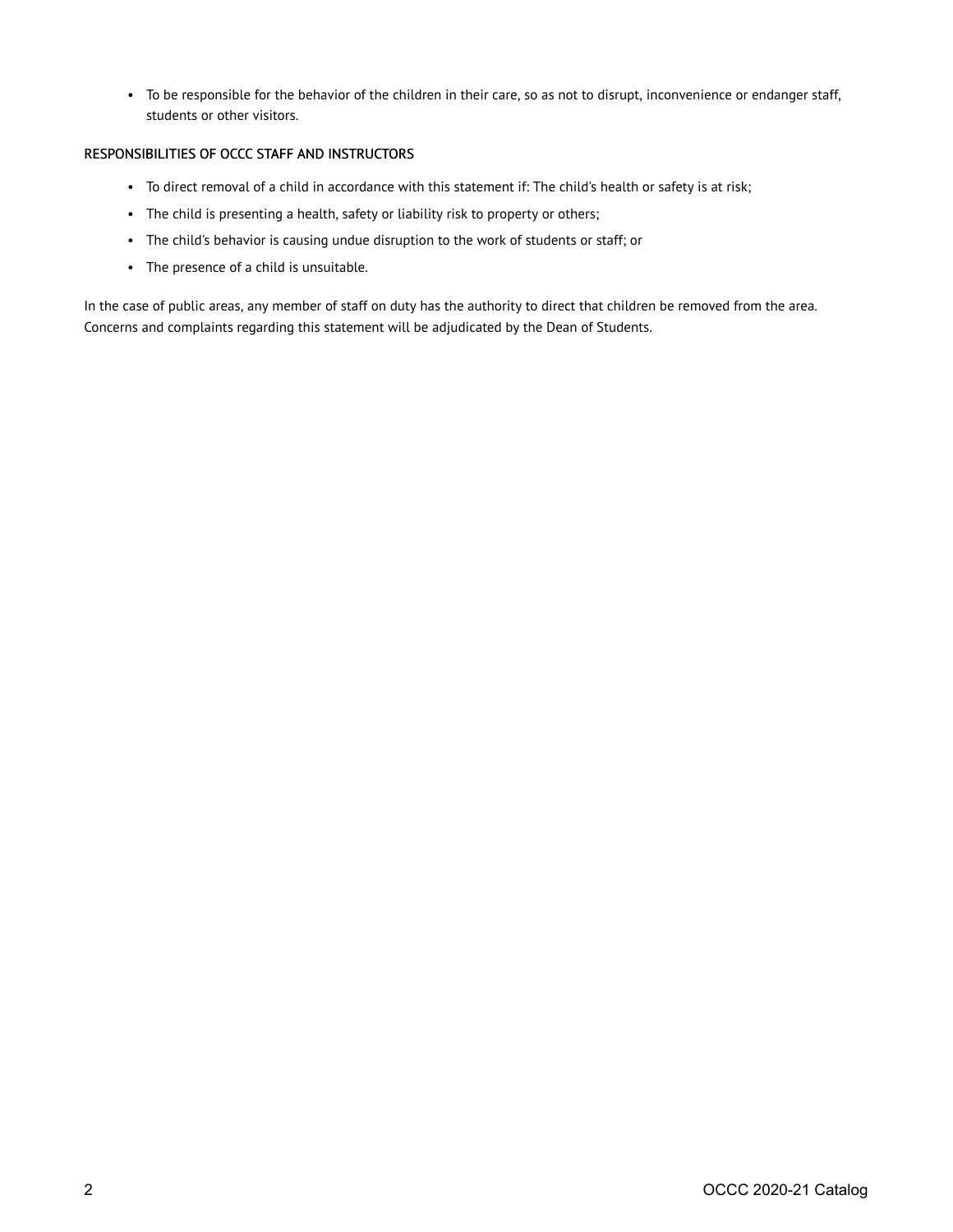- To be responsible for the behavior of the children in their care, so as not to disrupt, inconvenience or endanger staff, students or other visitors.

### RESPONSIBILITIES OF OCCC STAFF AND INSTRUCTORS

- To direct removal of a child in accordance with this statement if: The child's health or safety is at risk;
- The child is presenting a health, safety or liability risk to property or others;
- The child's behavior is causing undue disruption to the work of students or staff; or
- The presence of a child is unsuitable.

In the case of public areas, any member of staff on duty has the authority to direct that children be removed from the area. Concerns and complaints regarding this statement will be adjudicated by the Dean of Students.